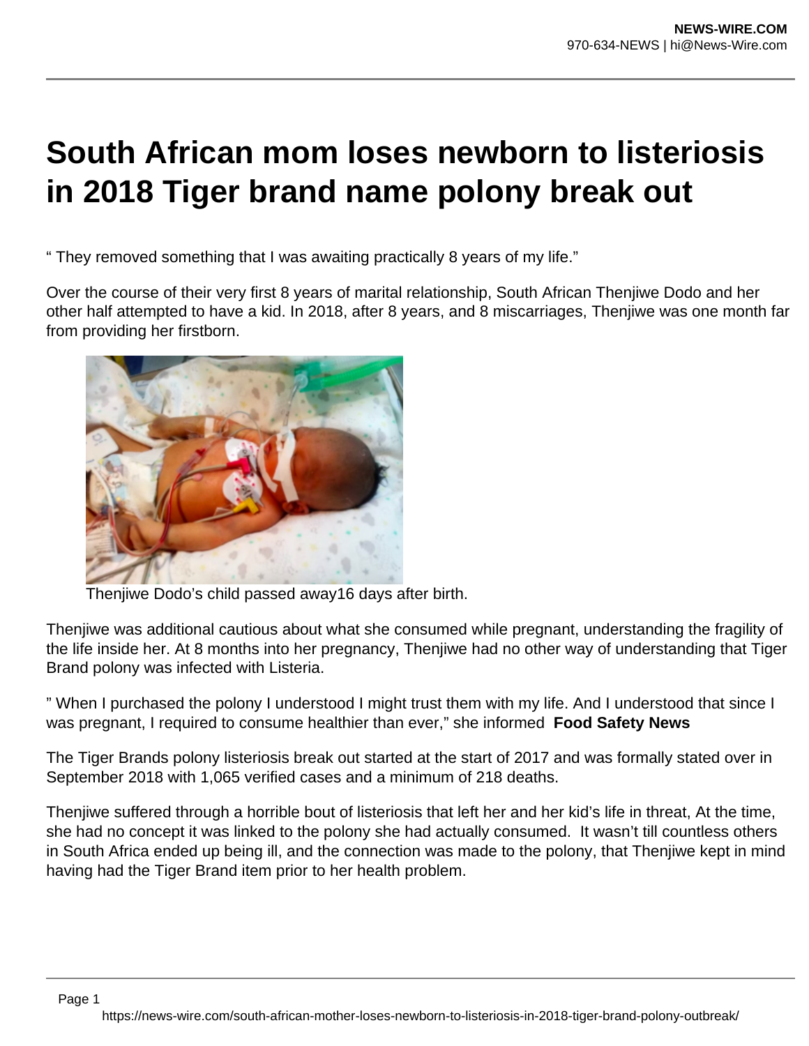# South African mom loses newborn to listeriosis in 2018 Tiger brand name polony break out

" They removed something that I was awaiting practically 8 years of my life."

Over the course of their very first 8 years of marital relationship, South African Thenjiwe Dodo and her other half attempted to have a kid. In 2018, after 8 years, and 8 miscarriages, Thenjiwe was one month far from providing her firstborn.

Thenjiwe Dodo's child passed away16 days after birth.

Thenjiwe was additional cautious about what she consumed while pregnant, understanding the fragility of the life inside her. At 8 months into her pregnancy, Thenjiwe had no other way of understanding that Tiger Brand polony was infected with Listeria.

" When I purchased the polony I understood I might trust them with my life. And I understood that since I was pregnant, I required to consume healthier than ever," she informed **Food Safety News**

The Tiger Brands polony listeriosis break out started at the start of 2017 and was formally stated over in September 2018 with 1,065 verified cases and a minimum of 218 deaths.

Thenjiwe suffered through a horrible bout of listeriosis that left her and her kid's life in threat, At the time, she had no concept it was linked to the polony she had actually consumed. It wasn't till countless others in South Africa ended up being ill, and the connection was made to the polony, that Thenjiwe kept in mind having had the Tiger Brand item prior to her health problem.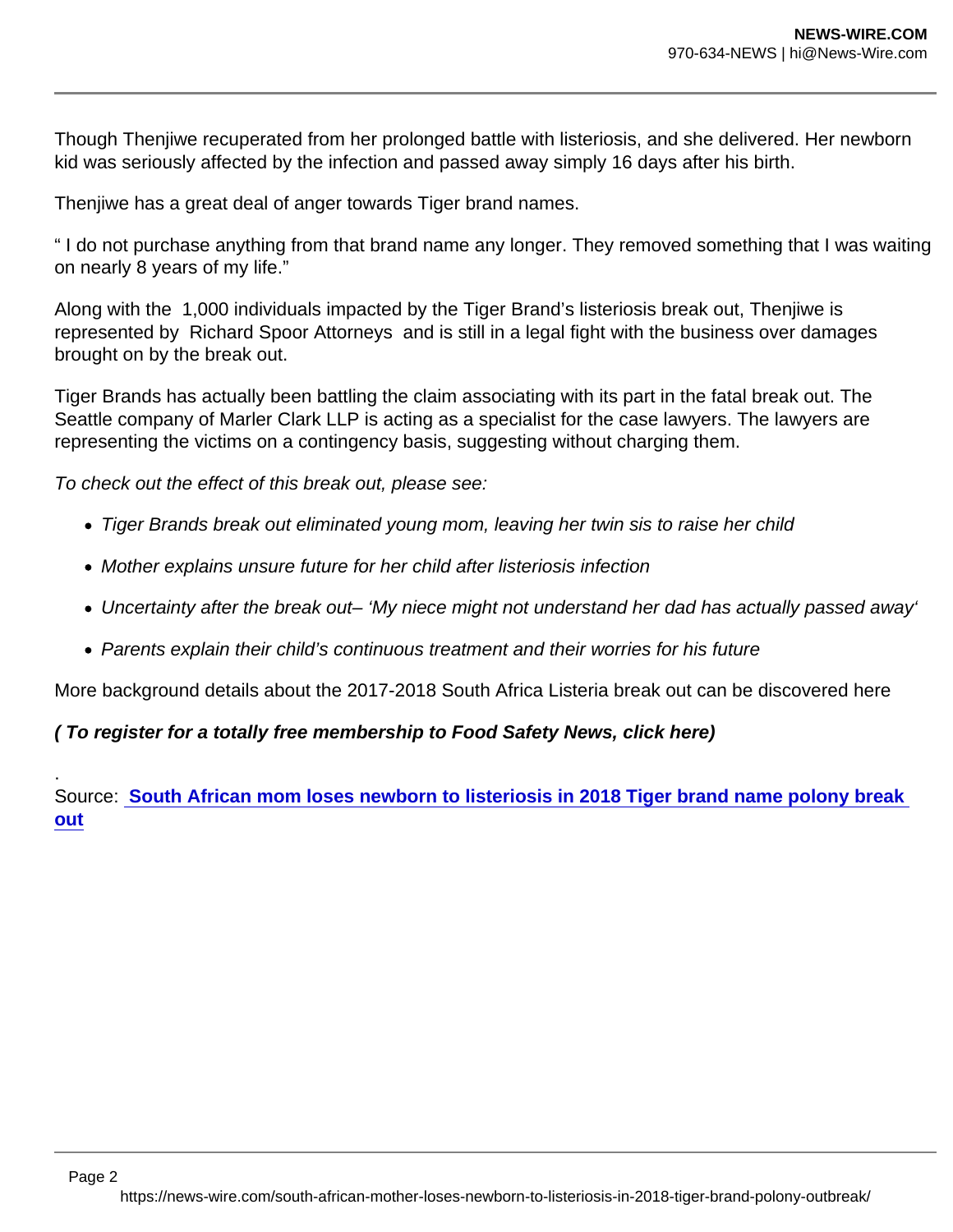Though Thenjiwe recuperated from her prolonged battle with listeriosis, and she delivered. Her newborn kid was seriously affected by the infection and passed away simply 16 days after his birth.

Thenjiwe has a great deal of anger towards Tiger brand names.

" I do not purchase anything from that brand name any longer. They removed something that I was waiting on nearly 8 years of my life."

Along with the 1,000 individuals impacted by the Tiger Brand's listeriosis break out, Thenjiwe is represented by Richard Spoor Attorneys and is still in a legal fight with the business over damages brought on by the break out.

Tiger Brands has actually been battling the claim associating with its part in the fatal break out. The Seattle company of Marler Clark LLP is acting as a specialist for the case lawyers. The lawyers are representing the victims on a contingency basis, suggesting without charging them.

*To check out the effect of this break out, please see:*

- *Tiger Brands break out eliminated young mom, leaving her twin sis to raise her child*
- *Mother explains unsure future for her child after listeriosis infection*
- *Uncertainty after the break out– 'My niece might not understand her dad has actually passed away'*
- *Parents explain their child's continuous treatment and their worries for his future*

More background details about the 2017-2018 South Africa Listeria break out can be discovered here

***( To register for a totally free membership to Food Safety News, click here)***

.
Source: **South African mom loses newborn to listeriosis in 2018 Tiger brand name polony break out**